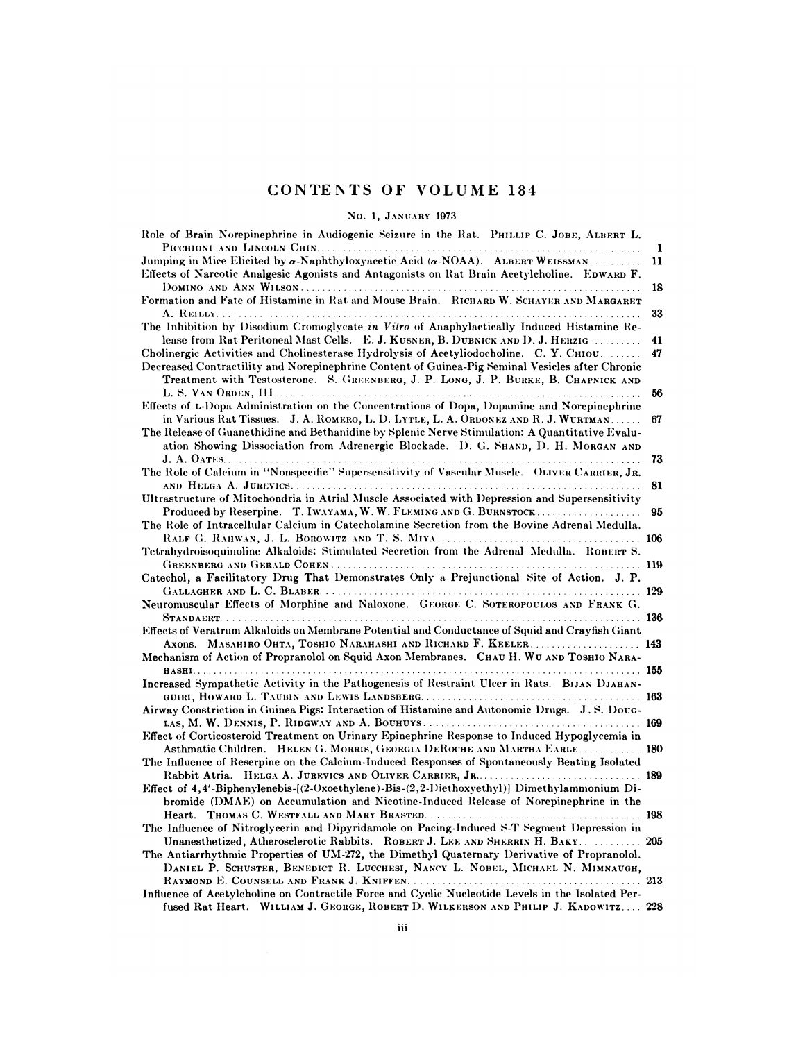# CONTENTS OF VOLUME 184

## No. 1, January 1973

Role of Brain Norepinephrine in Audiogenic Seizure in the Rat. Phillip C. Jobe, Albert L. Picchioni and Lincoln Chin .......... 1

Jumping in Mice Elicited by $\alpha$-Naphthyloxyacetic Acid ($\alpha$-NOAA). Albert Weissman .......... 11

Effects of Narcotic Analgesic Agonists and Antagonists on Rat Brain Acetylcholine. Edward F. Domino and Ann Wilson .......... 18

Formation and Fate of Histamine in Rat and Mouse Brain. Richard W. Schayer and Margaret A. Reilly .......... 33

The Inhibition by Disodium Cromoglycate *in Vitro* of Anaphylactically Induced Histamine Release from Rat Peritoneal Mast Cells. E. J. Kusner, B. Dubnick and D. J. Herzig .......... 41

Cholinergic Activities and Cholinesterase Hydrolysis of Acetyliodocholine. C. Y. Chiou .......... 47

Decreased Contractility and Norepinephrine Content of Guinea-Pig Seminal Vesicles after Chronic Treatment with Testosterone. S. Greenberg, J. P. Long, J. P. Burke, B. Chapnick and L. S. Van Orden, III .......... 56

Effects of L-Dopa Administration on the Concentrations of Dopa, Dopamine and Norepinephrine in Various Rat Tissues. J. A. Romero, L. D. Lytle, L. A. Ordonez and R. J. Wurtman .......... 67

The Release of Guanethidine and Bethanidine by Splenic Nerve Stimulation: A Quantitative Evaluation Showing Dissociation from Adrenergic Blockade. D. G. Shand, D. H. Morgan and J. A. Oates .......... 73

The Role of Calcium in "Nonspecific" Supersensitivity of Vascular Muscle. Oliver Carrier, Jr. and Helga A. Jurevics .......... 81

Ultrastructure of Mitochondria in Atrial Muscle Associated with Depression and Supersensitivity Produced by Reserpine. T. Iwayama, W. W. Fleming and G. Burnstock .......... 95

The Role of Intracellular Calcium in Catecholamine Secretion from the Bovine Adrenal Medulla. Ralf G. Rahwan, J. L. Borowitz and T. S. Miya .......... 106

Tetrahydroisoquinoline Alkaloids: Stimulated Secretion from the Adrenal Medulla. Robert S. Greenberg and Gerald Cohen .......... 119

Catechol, a Facilitatory Drug That Demonstrates Only a Prejunctional Site of Action. J. P. Gallagher and L. C. Blaber .......... 129

Neuromuscular Effects of Morphine and Naloxone. George C. Soteropoulos and Frank G. Standaert .......... 136

Effects of Veratrum Alkaloids on Membrane Potential and Conductance of Squid and Crayfish Giant Axons. Masahiro Ohta, Toshio Narahashi and Richard F. Keeler .......... 143

Mechanism of Action of Propranolol on Squid Axon Membranes. Chau H. Wu and Toshio Narahashi .......... 155

Increased Sympathetic Activity in the Pathogenesis of Restraint Ulcer in Rats. Bijan Djahanguiri, Howard L. Taubin and Lewis Landsberg .......... 163

Airway Constriction in Guinea Pigs: Interaction of Histamine and Autonomic Drugs. J. S. Douglas, M. W. Dennis, P. Ridgway and A. Bouhuys .......... 169

Effect of Corticosteroid Treatment on Urinary Epinephrine Response to Induced Hypoglycemia in Asthmatic Children. Helen G. Morris, Georgia DeRoche and Martha Earle .......... 180

The Influence of Reserpine on the Calcium-Induced Responses of Spontaneously Beating Isolated Rabbit Atria. Helga A. Jurevics and Oliver Carrier, Jr. .......... 189

Effect of 4,4'-Biphenylenebis-[(2-Oxoethylene)-Bis-(2,2-Diethoxyethyl)] Dimethylammonium Dibromide (DMAE) on Accumulation and Nicotine-Induced Release of Norepinephrine in the Heart. Thomas C. Westfall and Mary Brasted .......... 198

The Influence of Nitroglycerin and Dipyridamole on Pacing-Induced S-T Segment Depression in Unanesthetized, Atherosclerotic Rabbits. Robert J. Lee and Sherrin H. Baky .......... 205

The Antiarrhythmic Properties of UM-272, the Dimethyl Quaternary Derivative of Propranolol. Daniel P. Schuster, Benedict R. Lucchesi, Nancy L. Nobel, Michael N. Mimnaugh, Raymond E. Counsell and Frank J. Kniffen .......... 213

Influence of Acetylcholine on Contractile Force and Cyclic Nucleotide Levels in the Isolated Perfused Rat Heart. William J. George, Robert D. Wilkerson and Philip J. Kadowitz .......... 228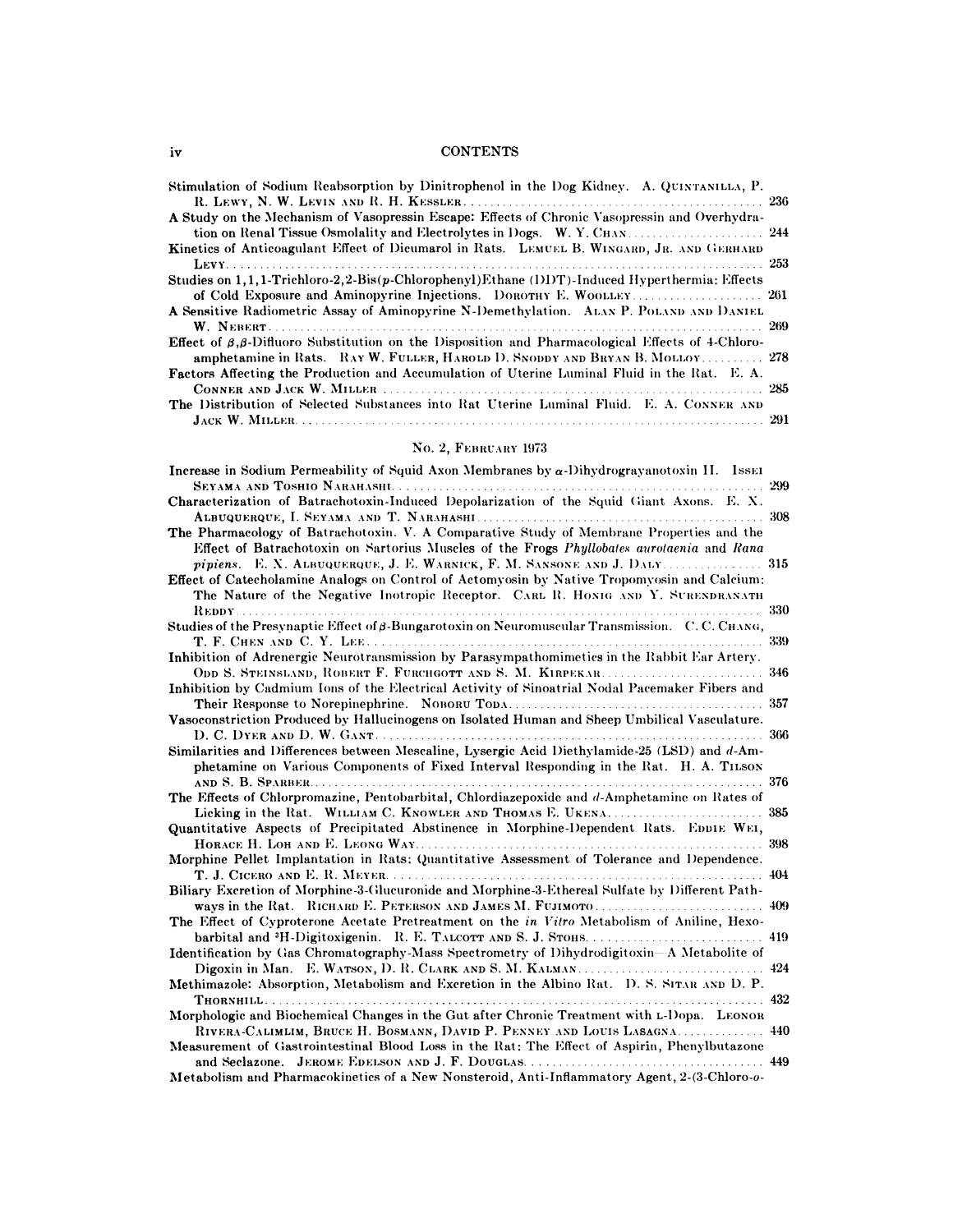Stimulation of Sodium Reabsorption by Dinitrophenol in the Dog Kidney. A. Quintanilla, P. R. Lewy, N. W. Levin and R. H. Kessler ........ 236

A Study on the Mechanism of Vasopressin Escape: Effects of Chronic Vasopressin and Overhydration on Renal Tissue Osmolality and Electrolytes in Dogs. W. Y. Chan ........ 244

Kinetics of Anticoagulant Effect of Dicumarol in Rats. Lemuel B. Wingard, Jr. and Gerhard Levy ........ 253

Studies on 1,1,1-Trichloro-2,2-Bis(*p*-Chlorophenyl)Ethane (DDT)-Induced Hyperthermia: Effects of Cold Exposure and Aminopyrine Injections. Dorothy E. Woolley ........ 261

A Sensitive Radiometric Assay of Aminopyrine N-Demethylation. Alan P. Poland and Daniel W. Nebert ........ 269

Effect of $\beta,\beta$-Difluoro Substitution on the Disposition and Pharmacological Effects of 4-Chloroamphetamine in Rats. Ray W. Fuller, Harold D. Snoddy and Bryan B. Molloy ........ 278

Factors Affecting the Production and Accumulation of Uterine Luminal Fluid in the Rat. E. A. Conner and Jack W. Miller ........ 285

The Distribution of Selected Substances into Rat Uterine Luminal Fluid. E. A. Conner and Jack W. Miller ........ 291

## No. 2, February 1973

Increase in Sodium Permeability of Squid Axon Membranes by $\alpha$-Dihydrograyanotoxin II. Issei Seyama and Toshio Narahashi ........ 299

Characterization of Batrachotoxin-Induced Depolarization of the Squid Giant Axons. E. X. Albuquerque, I. Seyama and T. Narahashi ........ 308

The Pharmacology of Batrachotoxin. V. A Comparative Study of Membrane Properties and the Effect of Batrachotoxin on Sartorius Muscles of the Frogs *Phyllobates aurotaenia* and *Rana pipiens*. E. X. Albuquerque, J. E. Warnick, F. M. Sansone and J. Daly ........ 315

Effect of Catecholamine Analogs on Control of Actomyosin by Native Tropomyosin and Calcium: The Nature of the Negative Inotropic Receptor. Carl R. Honig and Y. Surendranath Reddy ........ 330

Studies of the Presynaptic Effect of $\beta$-Bungarotoxin on Neuromuscular Transmission. C. C. Chang, T. F. Chen and C. Y. Lee ........ 339

Inhibition of Adrenergic Neurotransmission by Parasympathomimetics in the Rabbit Ear Artery. Odd S. Steinsland, Robert F. Furchgott and S. M. Kirpekar ........ 346

Inhibition by Cadmium Ions of the Electrical Activity of Sinoatrial Nodal Pacemaker Fibers and Their Response to Norepinephrine. Noboru Toda ........ 357

Vasoconstriction Produced by Hallucinogens on Isolated Human and Sheep Umbilical Vasculature. D. C. Dyer and D. W. Gant ........ 366

Similarities and Differences between Mescaline, Lysergic Acid Diethylamide-25 (LSD) and *d*-Amphetamine on Various Components of Fixed Interval Responding in the Rat. H. A. Tilson and S. B. Sparber ........ 376

The Effects of Chlorpromazine, Pentobarbital, Chlordiazepoxide and *d*-Amphetamine on Rates of Licking in the Rat. William C. Knowler and Thomas E. Ukena ........ 385

Quantitative Aspects of Precipitated Abstinence in Morphine-Dependent Rats. Eddie Wei, Horace H. Loh and E. Leong Way ........ 398

Morphine Pellet Implantation in Rats: Quantitative Assessment of Tolerance and Dependence. T. J. Cicero and E. R. Meyer ........ 404

Biliary Excretion of Morphine-3-Glucuronide and Morphine-3-Ethereal Sulfate by Different Pathways in the Rat. Richard E. Peterson and James M. Fujimoto ........ 409

The Effect of Cyproterone Acetate Pretreatment on the *in Vitro* Metabolism of Aniline, Hexobarbital and $^3$H-Digitoxigenin. R. E. Talcott and S. J. Stohs ........ 419

Identification by Gas Chromatography-Mass Spectrometry of Dihydrodigitoxin—A Metabolite of Digoxin in Man. E. Watson, D. R. Clark and S. M. Kalman ........ 424

Methimazole: Absorption, Metabolism and Excretion in the Albino Rat. D. S. Sitar and D. P. Thornhill ........ 432

Morphologic and Biochemical Changes in the Gut after Chronic Treatment with L-Dopa. Leonor Rivera-Calimlim, Bruce H. Bosmann, David P. Penney and Louis Lasagna ........ 440

Measurement of Gastrointestinal Blood Loss in the Rat: The Effect of Aspirin, Phenylbutazone and Seclazone. Jerome Edelson and J. F. Douglas ........ 449

Metabolism and Pharmacokinetics of a New Nonsteroid, Anti-Inflammatory Agent, 2-(3-Chloro-*o*-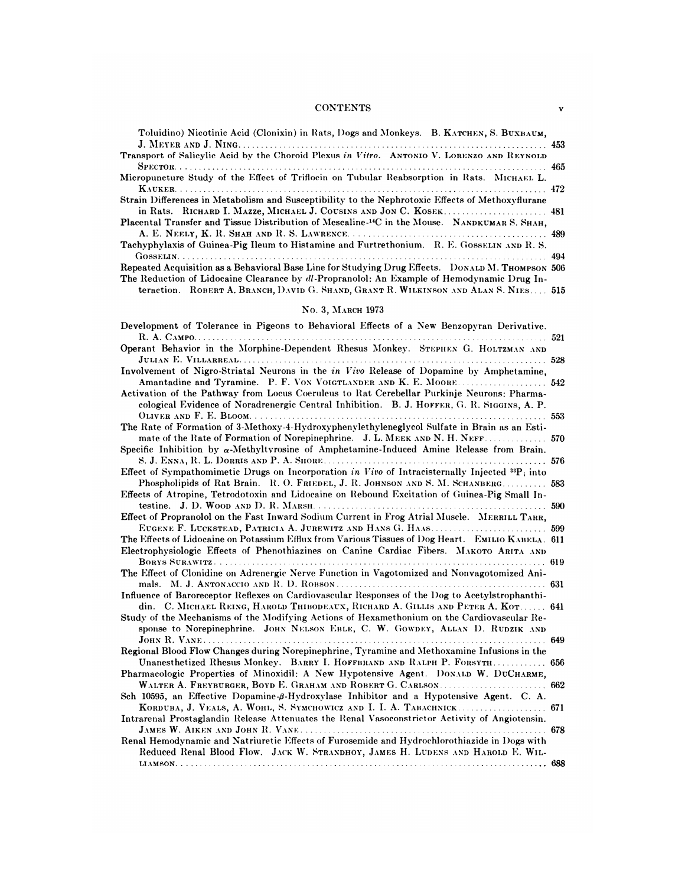Toluidino) Nicotinic Acid (Clonixin) in Rats, Dogs and Monkeys. B. KATCHEN, S. BUXBAUM, J. MEYER AND J. NING .......... 453

Transport of Salicylic Acid by the Choroid Plexus *in Vitro*. ANTONIO V. LORENZO AND REYNOLD SPECTOR .......... 465

Micropuncture Study of the Effect of Triflocin on Tubular Reabsorption in Rats. MICHAEL L. KAUKER .......... 472

Strain Differences in Metabolism and Susceptibility to the Nephrotoxic Effects of Methoxyflurane in Rats. RICHARD I. MAZZE, MICHAEL J. COUSINS AND JON C. KOSEK .......... 481

Placental Transfer and Tissue Distribution of Mescaline-$^{14}C$ in the Mouse. NANDKUMAR S. SHAH, A. E. NEELY, K. R. SHAH AND R. S. LAWRENCE .......... 489

Tachyphylaxis of Guinea-Pig Ileum to Histamine and Furtrethonium. R. E. GOSSELIN AND R. S. GOSSELIN .......... 494

Repeated Acquisition as a Behavioral Base Line for Studying Drug Effects. DONALD M. THOMPSON 506

The Reduction of Lidocaine Clearance by *dl*-Propranolol: An Example of Hemodynamic Drug Interaction. ROBERT A. BRANCH, DAVID G. SHAND, GRANT R. WILKINSON AND ALAN S. NIES .... 515

## No. 3, MARCH 1973

Development of Tolerance in Pigeons to Behavioral Effects of a New Benzopyran Derivative. R. A. CAMPO .......... 521

Operant Behavior in the Morphine-Dependent Rhesus Monkey. STEPHEN G. HOLTZMAN AND JULIAN E. VILLARREAL .......... 528

Involvement of Nigro-Striatal Neurons in the *in Vivo* Release of Dopamine by Amphetamine, Amantadine and Tyramine. P. F. VON VOIGTLANDER AND K. E. MOORE .......... 542

Activation of the Pathway from Locus Coeruleus to Rat Cerebellar Purkinje Neurons: Pharmacological Evidence of Noradrenergic Central Inhibition. B. J. HOFFER, G. R. SIGGINS, A. P. OLIVER AND F. E. BLOOM .......... 553

The Rate of Formation of 3-Methoxy-4-Hydroxyphenylethyleneglycol Sulfate in Brain as an Estimate of the Rate of Formation of Norepinephrine. J. L. MEEK AND N. H. NEFF .......... 570

Specific Inhibition by $\alpha$-Methyltyrosine of Amphetamine-Induced Amine Release from Brain. S. J. ENNA, R. L. DORRIS AND P. A. SHORE .......... 576

Effect of Sympathomimetic Drugs on Incorporation *in Vivo* of Intracisternally Injected $^{33}P_i$ into Phospholipids of Rat Brain. R. O. FRIEDEL, J. R. JOHNSON AND S. M. SCHANBERG .......... 583

Effects of Atropine, Tetrodotoxin and Lidocaine on Rebound Excitation of Guinea-Pig Small Intestine. J. D. WOOD AND D. R. MARSH .......... 590

Effect of Propranolol on the Fast Inward Sodium Current in Frog Atrial Muscle. MERRILL TARR, EUGENE F. LUCKSTEAD, PATRICIA A. JUREWITZ AND HANS G. HAAS .......... 599

The Effects of Lidocaine on Potassium Efflux from Various Tissues of Dog Heart. EMILIO KABELA. 611

Electrophysiologic Effects of Phenothiazines on Canine Cardiac Fibers. MAKOTO ARITA AND BORYS SURAWITZ .......... 619

The Effect of Clonidine on Adrenergic Nerve Function in Vagotomized and Nonvagotomized Animals. M. J. ANTONACCIO AND R. D. ROBSON .......... 631

Influence of Baroreceptor Reflexes on Cardiovascular Responses of the Dog to Acetylstrophanthidin. C. MICHAEL REING, HAROLD THIBODEAUX, RICHARD A. GILLIS AND PETER A. KOT ...... 641

Study of the Mechanisms of the Modifying Actions of Hexamethonium on the Cardiovascular Response to Norepinephrine. JOHN NELSON EBLE, C. W. GOWDEY, ALLAN D. RUDZIK AND JOHN R. VANE .......... 649

Regional Blood Flow Changes during Norepinephrine, Tyramine and Methoxamine Infusions in the Unanesthetized Rhesus Monkey. BARRY I. HOFFBRAND AND RALPH P. FORSYTH .......... 656

Pharmacologic Properties of Minoxidil: A New Hypotensive Agent. DONALD W. DUCHARME, WALTER A. FREYBURGER, BOYD E. GRAHAM AND ROBERT G. CARLSON .......... 662

Sch 10595, an Effective Dopamine-$\beta$-Hydroxylase Inhibitor and a Hypotensive Agent. C. A. KORDUBA, J. VEALS, A. WOHL, S. SYMCHOWICZ AND I. I. A. TABACHNICK .......... 671

Intrarenal Prostaglandin Release Attenuates the Renal Vasoconstrictor Activity of Angiotensin. JAMES W. AIKEN AND JOHN R. VANE .......... 678

Renal Hemodynamic and Natriuretic Effects of Furosemide and Hydrochlorothiazide in Dogs with Reduced Renal Blood Flow. JACK W. STRANDHOY, JAMES H. LUDENS AND HAROLD E. WILLIAMSON .......... 688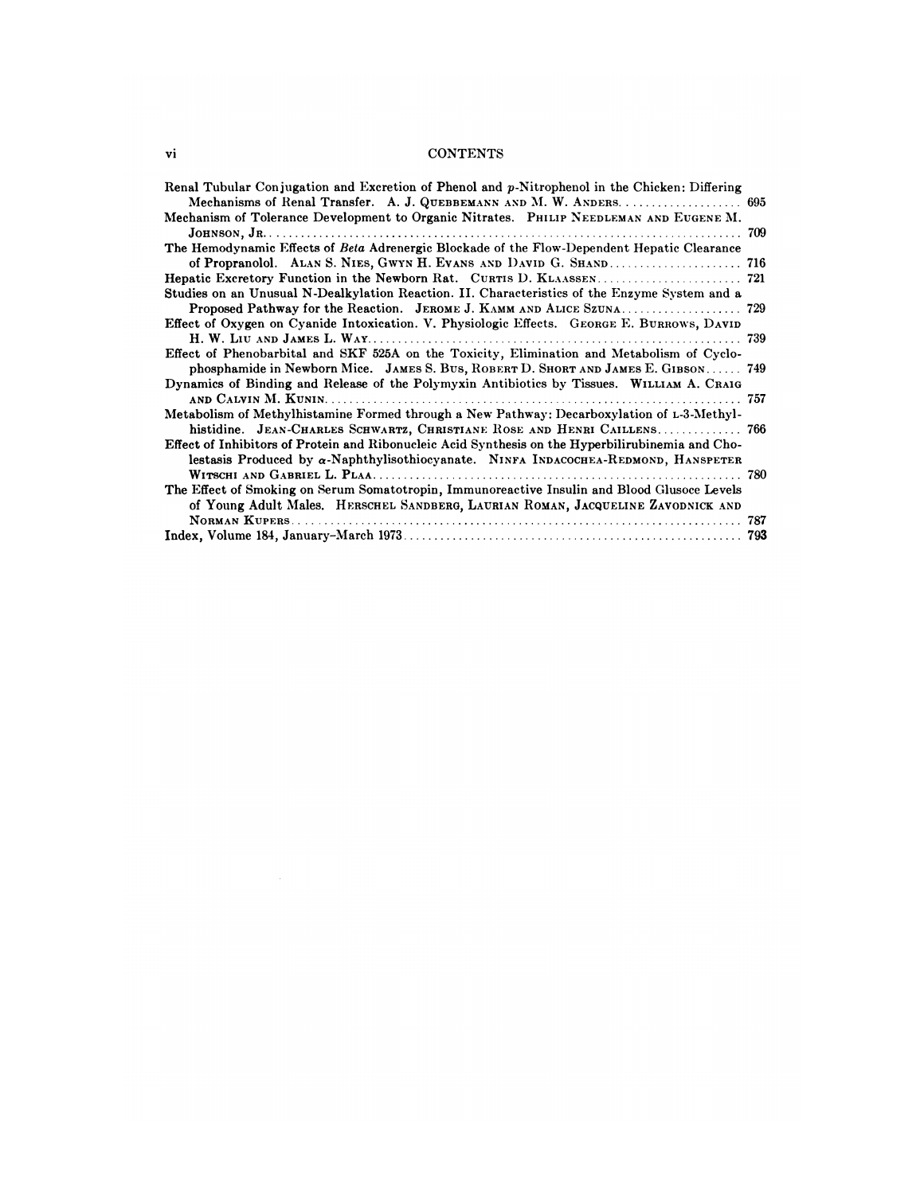# CONTENTS

Renal Tubular Conjugation and Excretion of Phenol and *p*-Nitrophenol in the Chicken: Differing Mechanisms of Renal Transfer. A. J. QUEBBEMANN AND M. W. ANDERS .................... 695

Mechanism of Tolerance Development to Organic Nitrates. PHILIP NEEDLEMAN AND EUGENE M. JOHNSON, JR. .................... 709

The Hemodynamic Effects of *Beta* Adrenergic Blockade of the Flow-Dependent Hepatic Clearance of Propranolol. ALAN S. NIES, GWYN H. EVANS AND DAVID G. SHAND .................... 716

Hepatic Excretory Function in the Newborn Rat. CURTIS D. KLAASSEN .................... 721

Studies on an Unusual N-Dealkylation Reaction. II. Characteristics of the Enzyme System and a Proposed Pathway for the Reaction. JEROME J. KAMM AND ALICE SZUNA .................... 729

Effect of Oxygen on Cyanide Intoxication. V. Physiologic Effects. GEORGE E. BURROWS, DAVID H. W. LIU AND JAMES L. WAY .................... 739

Effect of Phenobarbital and SKF 525A on the Toxicity, Elimination and Metabolism of Cyclophosphamide in Newborn Mice. JAMES S. BUS, ROBERT D. SHORT AND JAMES E. GIBSON .................... 749

Dynamics of Binding and Release of the Polymyxin Antibiotics by Tissues. WILLIAM A. CRAIG AND CALVIN M. KUNIN .................... 757

Metabolism of Methylhistamine Formed through a New Pathway: Decarboxylation of L-3-Methylhistidine. JEAN-CHARLES SCHWARTZ, CHRISTIANE ROSE AND HENRI CAILLENS .................... 766

Effect of Inhibitors of Protein and Ribonucleic Acid Synthesis on the Hyperbilirubinemia and Cholestasis Produced by $\alpha$-Naphthylisothiocyanate. NINFA INDACOCHEA-REDMOND, HANSPETER WITSCHI AND GABRIEL L. PLAA .................... 780

The Effect of Smoking on Serum Somatotropin, Immunoreactive Insulin and Blood Glusoce Levels of Young Adult Males. HERSCHEL SANDBERG, LAURIAN ROMAN, JACQUELINE ZAVODNICK AND NORMAN KUPERS .................... 787

Index, Volume 184, January–March 1973 .................... 793